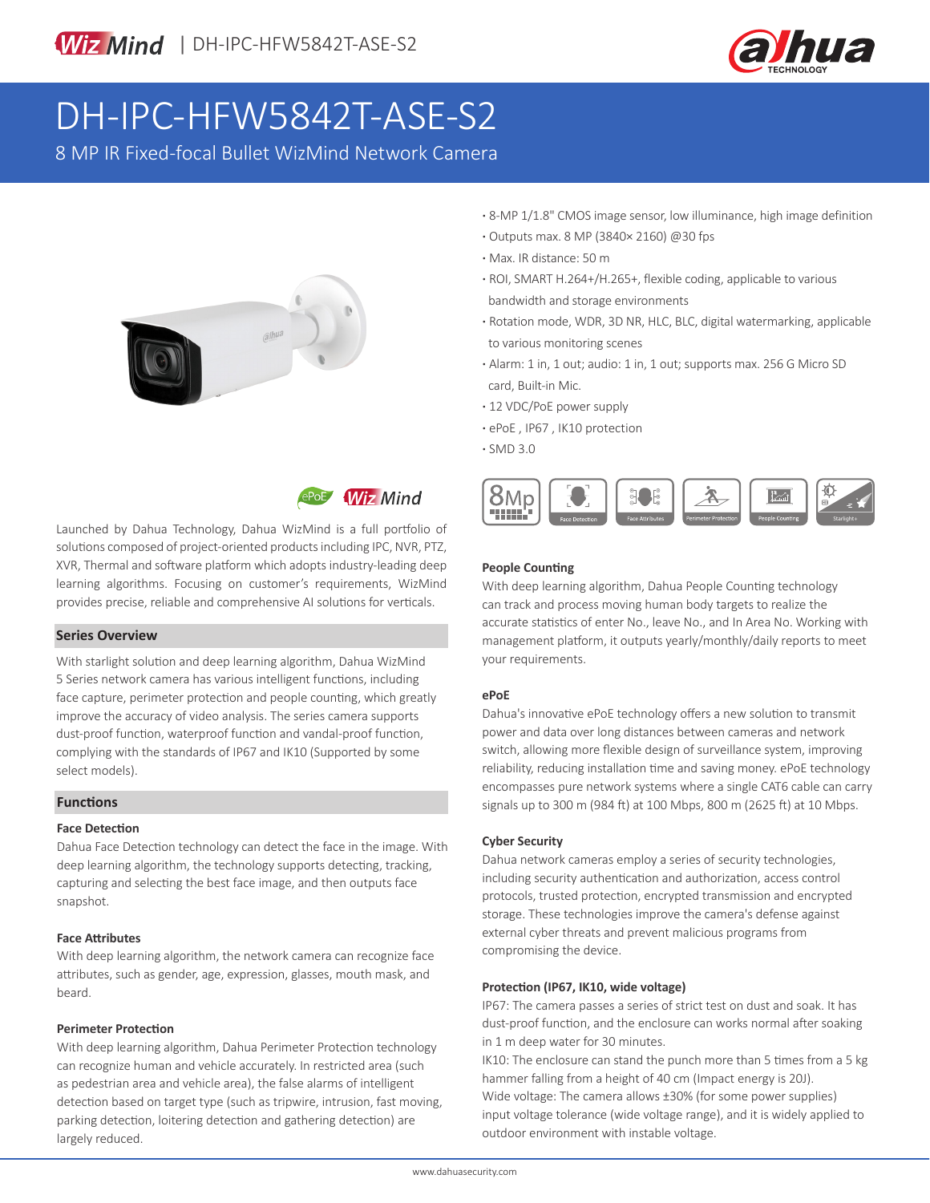# DH-IPC-HFW5842T-ASE-S2

8 MP IR Fixed-focal Bullet WizMind Network Camera

- 8-MP 1/1.8" CMOS image sensor, low illuminance, high image definition
- Outputs max. 8 MP (3840× 2160) @30 fps
- Max. IR distance: 50 m
- ROI, SMART H.264+/H.265+, flexible coding, applicable to various bandwidth and storage environments
- Rotation mode, WDR, 3D NR, HLC, BLC, digital watermarking, applicable to various monitoring scenes
- Alarm: 1 in, 1 out; audio: 1 in, 1 out; supports max. 256 G Micro SD card, Built-in Mic.
- 12 VDC/PoE power supply
- ePoE , IP67 , IK10 protection
- SMD 3.0

Launched by Dahua Technology, Dahua WizMind is a full portfolio of solutions composed of project-oriented products including IPC, NVR, PTZ, XVR, Thermal and software platform which adopts industry-leading deep learning algorithms. Focusing on customer's requirements, WizMind provides precise, reliable and comprehensive AI solutions for verticals.

## Series Overview

With starlight solution and deep learning algorithm, Dahua WizMind 5 Series network camera has various intelligent functions, including face capture, perimeter protection and people counting, which greatly improve the accuracy of video analysis. The series camera supports dust-proof function, waterproof function and vandal-proof function, complying with the standards of IP67 and IK10 (Supported by some select models).

## Functions

### Face Detection

Dahua Face Detection technology can detect the face in the image. With deep learning algorithm, the technology supports detecting, tracking, capturing and selecting the best face image, and then outputs face snapshot.

### Face Attributes

With deep learning algorithm, the network camera can recognize face attributes, such as gender, age, expression, glasses, mouth mask, and beard.

### Perimeter Protection

With deep learning algorithm, Dahua Perimeter Protection technology can recognize human and vehicle accurately. In restricted area (such as pedestrian area and vehicle area), the false alarms of intelligent detection based on target type (such as tripwire, intrusion, fast moving, parking detection, loitering detection and gathering detection) are largely reduced.

### People Counting

With deep learning algorithm, Dahua People Counting technology can track and process moving human body targets to realize the accurate statistics of enter No., leave No., and In Area No. Working with management platform, it outputs yearly/monthly/daily reports to meet your requirements.

### ePoE

Dahua's innovative ePoE technology offers a new solution to transmit power and data over long distances between cameras and network switch, allowing more flexible design of surveillance system, improving reliability, reducing installation time and saving money. ePoE technology encompasses pure network systems where a single CAT6 cable can carry signals up to 300 m (984 ft) at 100 Mbps, 800 m (2625 ft) at 10 Mbps.

### Cyber Security

Dahua network cameras employ a series of security technologies, including security authentication and authorization, access control protocols, trusted protection, encrypted transmission and encrypted storage. These technologies improve the camera's defense against external cyber threats and prevent malicious programs from compromising the device.

### Protection (IP67, IK10, wide voltage)

IP67: The camera passes a series of strict test on dust and soak. It has dust-proof function, and the enclosure can works normal after soaking in 1 m deep water for 30 minutes.

IK10: The enclosure can stand the punch more than 5 times from a 5 kg hammer falling from a height of 40 cm (Impact energy is 20J).

Wide voltage: The camera allows ±30% (for some power supplies) input voltage tolerance (wide voltage range), and it is widely applied to outdoor environment with instable voltage.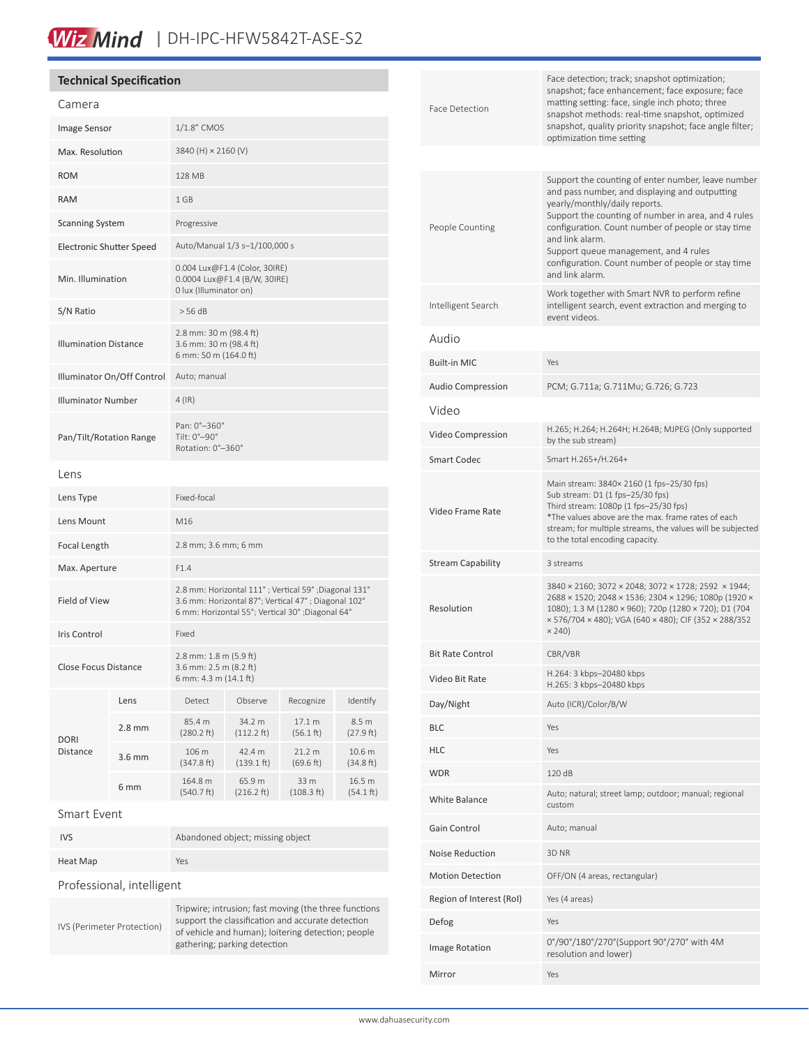# DH-IPC-HFW5842T-ASE-S2

## Technical Specification

### Camera

| | |
|---|---|
| Image Sensor | 1/1.8" CMOS |
| Max. Resolution | 3840 (H) × 2160 (V) |
| ROM | 128 MB |
| RAM | 1 GB |
| Scanning System | Progressive |
| Electronic Shutter Speed | Auto/Manual 1/3 s–1/100,000 s |
| Min. Illumination | 0.004 Lux@F1.4 (Color, 30IRE)<br>0.0004 Lux@F1.4 (B/W, 30IRE)<br>0 lux (Illuminator on) |
| S/N Ratio | > 56 dB |
| Illumination Distance | 2.8 mm: 30 m (98.4 ft)<br>3.6 mm: 30 m (98.4 ft)<br>6 mm: 50 m (164.0 ft) |
| Illuminator On/Off Control | Auto; manual |
| Illuminator Number | 4 (IR) |
| Pan/Tilt/Rotation Range | Pan: 0°–360°<br>Tilt: 0°–90°<br>Rotation: 0°–360° |

### Lens

| | |
|---|---|
| Lens Type | Fixed-focal |
| Lens Mount | M16 |
| Focal Length | 2.8 mm; 3.6 mm; 6 mm |
| Max. Aperture | F1.4 |
| Field of View | 2.8 mm: Horizontal 111° ; Vertical 59° ;Diagonal 131°<br>3.6 mm: Horizontal 87°; Vertical 47° ; Diagonal 102°<br>6 mm: Horizontal 55°; Vertical 30° ;Diagonal 64° |
| Iris Control | Fixed |
| Close Focus Distance | 2.8 mm: 1.8 m (5.9 ft)<br>3.6 mm: 2.5 m (8.2 ft)<br>6 mm: 4.3 m (14.1 ft) |

| DORI Distance | Lens | Detect | Observe | Recognize | Identify |
|---|---|---|---|---|---|
| | 2.8 mm | 85.4 m (280.2 ft) | 34.2 m (112.2 ft) | 17.1 m (56.1 ft) | 8.5 m (27.9 ft) |
| | 3.6 mm | 106 m (347.8 ft) | 42.4 m (139.1 ft) | 21.2 m (69.6 ft) | 10.6 m (34.8 ft) |
| | 6 mm | 164.8 m (540.7 ft) | 65.9 m (216.2 ft) | 33 m (108.3 ft) | 16.5 m (54.1 ft) |

### Smart Event

| | |
|---|---|
| IVS | Abandoned object; missing object |
| Heat Map | Yes |

### Professional, intelligent

| | |
|---|---|
| IVS (Perimeter Protection) | Tripwire; intrusion; fast moving (the three functions support the classification and accurate detection of vehicle and human); loitering detection; people gathering; parking detection |
| Face Detection | Face detection; track; snapshot optimization; snapshot; face enhancement; face exposure; face matting setting: face, single inch photo; three snapshot methods: real-time snapshot, optimized snapshot, quality priority snapshot; face angle filter; optimization time setting |
| People Counting | Support the counting of enter number, leave number and pass number, and displaying and outputting yearly/monthly/daily reports.<br>Support the counting of number in area, and 4 rules configuration. Count number of people or stay time and link alarm.<br>Support queue management, and 4 rules configuration. Count number of people or stay time and link alarm. |
| Intelligent Search | Work together with Smart NVR to perform refine intelligent search, event extraction and merging to event videos. |

### Audio

| | |
|---|---|
| Built-in MIC | Yes |
| Audio Compression | PCM; G.711a; G.711Mu; G.726; G.723 |

### Video

| | |
|---|---|
| Video Compression | H.265; H.264; H.264H; H.264B; MJPEG (Only supported by the sub stream) |
| Smart Codec | Smart H.265+/H.264+ |
| Video Frame Rate | Main stream: 3840× 2160 (1 fps–25/30 fps)<br>Sub stream: D1 (1 fps–25/30 fps)<br>Third stream: 1080p (1 fps–25/30 fps)<br>*The values above are the max. frame rates of each stream; for multiple streams, the values will be subjected to the total encoding capacity. |
| Stream Capability | 3 streams |
| Resolution | 3840 × 2160; 3072 × 2048; 3072 × 1728; 2592 × 1944; 2688 × 1520; 2048 × 1536; 2304 × 1296; 1080p (1920 × 1080); 1.3 M (1280 × 960); 720p (1280 × 720); D1 (704 × 576/704 × 480); VGA (640 × 480); CIF (352 × 288/352 × 240) |
| Bit Rate Control | CBR/VBR |
| Video Bit Rate | H.264: 3 kbps–20480 kbps<br>H.265: 3 kbps–20480 kbps |
| Day/Night | Auto (ICR)/Color/B/W |
| BLC | Yes |
| HLC | Yes |
| WDR | 120 dB |
| White Balance | Auto; natural; street lamp; outdoor; manual; regional custom |
| Gain Control | Auto; manual |
| Noise Reduction | 3D NR |
| Motion Detection | OFF/ON (4 areas, rectangular) |
| Region of Interest (RoI) | Yes (4 areas) |
| Defog | Yes |
| Image Rotation | 0°/90°/180°/270°(Support 90°/270° with 4M resolution and lower) |
| Mirror | Yes |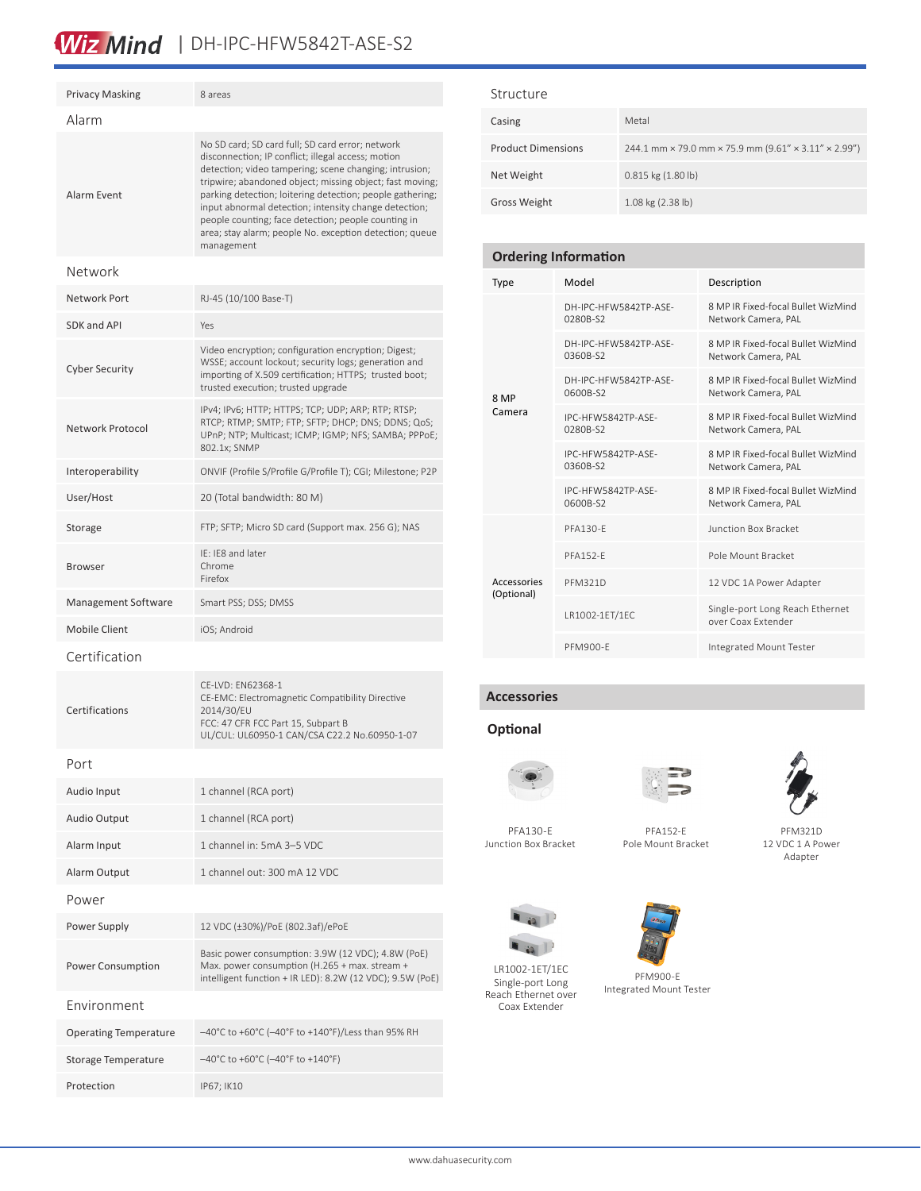| | |
|---|---|
| Privacy Masking | 8 areas |

### Alarm

| | |
|---|---|
| Alarm Event | No SD card; SD card full; SD card error; network disconnection; IP conflict; illegal access; motion detection; video tampering; scene changing; intrusion; tripwire; abandoned object; missing object; fast moving; parking detection; loitering detection; people gathering; input abnormal detection; intensity change detection; people counting; face detection; people counting in area; stay alarm; people No. exception detection; queue management |

### Network

| | |
|---|---|
| Network Port | RJ-45 (10/100 Base-T) |
| SDK and API | Yes |
| Cyber Security | Video encryption; configuration encryption; Digest; WSSE; account lockout; security logs; generation and importing of X.509 certification; HTTPS; trusted boot; trusted execution; trusted upgrade |
| Network Protocol | IPv4; IPv6; HTTP; HTTPS; TCP; UDP; ARP; RTP; RTSP; RTCP; RTMP; SMTP; FTP; SFTP; DHCP; DNS; DDNS; QoS; UPnP; NTP; Multicast; ICMP; IGMP; NFS; SAMBA; PPPoE; 802.1x; SNMP |
| Interoperability | ONVIF (Profile S/Profile G/Profile T); CGI; Milestone; P2P |
| User/Host | 20 (Total bandwidth: 80 M) |
| Storage | FTP; SFTP; Micro SD card (Support max. 256 G); NAS |
| Browser | IE: IE8 and later<br>Chrome<br>Firefox |
| Management Software | Smart PSS; DSS; DMSS |
| Mobile Client | iOS; Android |

### Certification

| | |
|---|---|
| Certifications | CE-LVD: EN62368-1<br>CE-EMC: Electromagnetic Compatibility Directive 2014/30/EU<br>FCC: 47 CFR FCC Part 15, Subpart B<br>UL/CUL: UL60950-1 CAN/CSA C22.2 No.60950-1-07 |

### Port

| | |
|---|---|
| Audio Input | 1 channel (RCA port) |
| Audio Output | 1 channel (RCA port) |
| Alarm Input | 1 channel in: 5mA 3–5 VDC |
| Alarm Output | 1 channel out: 300 mA 12 VDC |

### Power

| | |
|---|---|
| Power Supply | 12 VDC (±30%)/PoE (802.3af)/ePoE |
| Power Consumption | Basic power consumption: 3.9W (12 VDC); 4.8W (PoE)<br>Max. power consumption (H.265 + max. stream + intelligent function + IR LED): 8.2W (12 VDC); 9.5W (PoE) |

### Environment

| | |
|---|---|
| Operating Temperature | –40°C to +60°C (–40°F to +140°F)/Less than 95% RH |
| Storage Temperature | –40°C to +60°C (–40°F to +140°F) |
| Protection | IP67; IK10 |

### Structure

| | |
|---|---|
| Casing | Metal |
| Product Dimensions | 244.1 mm × 79.0 mm × 75.9 mm (9.61" × 3.11" × 2.99") |
| Net Weight | 0.815 kg (1.80 lb) |
| Gross Weight | 1.08 kg (2.38 lb) |

## Ordering Information

| Type | Model | Description |
|---|---|---|
| 8 MP Camera | DH-IPC-HFW5842TP-ASE-0280B-S2 | 8 MP IR Fixed-focal Bullet WizMind Network Camera, PAL |
| | DH-IPC-HFW5842TP-ASE-0360B-S2 | 8 MP IR Fixed-focal Bullet WizMind Network Camera, PAL |
| | DH-IPC-HFW5842TP-ASE-0600B-S2 | 8 MP IR Fixed-focal Bullet WizMind Network Camera, PAL |
| | IPC-HFW5842TP-ASE-0280B-S2 | 8 MP IR Fixed-focal Bullet WizMind Network Camera, PAL |
| | IPC-HFW5842TP-ASE-0360B-S2 | 8 MP IR Fixed-focal Bullet WizMind Network Camera, PAL |
| | IPC-HFW5842TP-ASE-0600B-S2 | 8 MP IR Fixed-focal Bullet WizMind Network Camera, PAL |
| Accessories (Optional) | PFA130-E | Junction Box Bracket |
| | PFA152-E | Pole Mount Bracket |
| | PFM321D | 12 VDC 1A Power Adapter |
| | LR1002-1ET/1EC | Single-port Long Reach Ethernet over Coax Extender |
| | PFM900-E | Integrated Mount Tester |

## Accessories

### Optional

PFA130-E
Junction Box Bracket

PFA152-E
Pole Mount Bracket

PFM321D
12 VDC 1 A Power Adapter

LR1002-1ET/1EC
Single-port Long Reach Ethernet over Coax Extender

PFM900-E
Integrated Mount Tester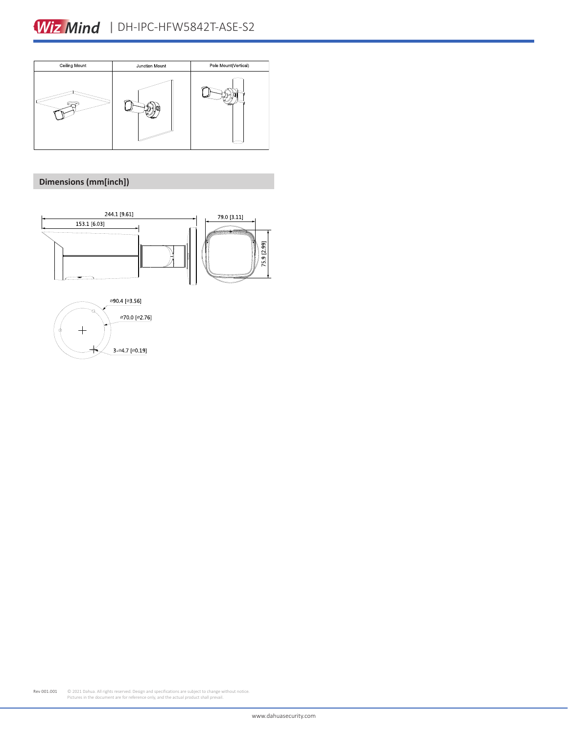| Ceiling Mount | Junction Mount | Pole Mount(Vertical) |
| --- | --- | --- |
| | | |

## Dimensions (mm[inch])

244.1 [9.61]

153.1 [6.03]

79.0 [3.11]

75.9 [2.99]

⌀90.4 [⌀3.56]

⌀70.0 [⌀2.76]

3-⌀4.7 [⌀0.19]

Rev 001.001 © 2021 Dahua. All rights reserved. Design and specifications are subject to change without notice. Pictures in the document are for reference only, and the actual product shall prevail.